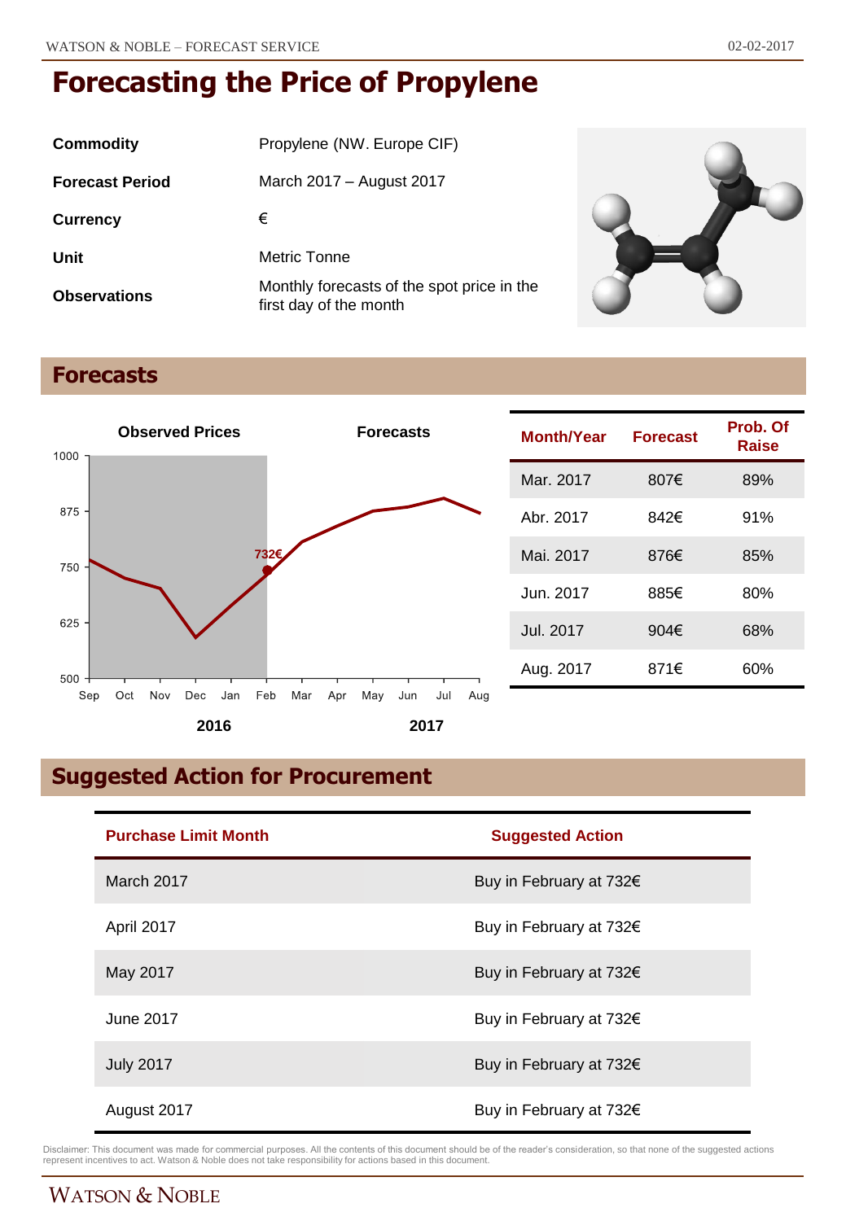# Forecasting the Price of Propylene

| | |
|---|---|
| **Commodity** | Propylene (NW. Europe CIF) |
| **Forecast Period** | March 2017 – August 2017 |
| **Currency** | € |
| **Unit** | Metric Tonne |
| **Observations** | Monthly forecasts of the spot price in the first day of the month |

## Forecasts

| Month/Year | Forecast | Prob. Of Raise |
|---|---|---|
| Mar. 2017 | 807€ | 89% |
| Abr. 2017 | 842€ | 91% |
| Mai. 2017 | 876€ | 85% |
| Jun. 2017 | 885€ | 80% |
| Jul. 2017 | 904€ | 68% |
| Aug. 2017 | 871€ | 60% |

## Suggested Action for Procurement

| Purchase Limit Month | Suggested Action |
|---|---|
| March 2017 | Buy in February at 732€ |
| April 2017 | Buy in February at 732€ |
| May 2017 | Buy in February at 732€ |
| June 2017 | Buy in February at 732€ |
| July 2017 | Buy in February at 732€ |
| August 2017 | Buy in February at 732€ |

Disclaimer: This document was made for commercial purposes. All the contents of this document should be of the reader's consideration, so that none of the suggested actions represent incentives to act. Watson & Noble does not take responsibility for actions based in this document.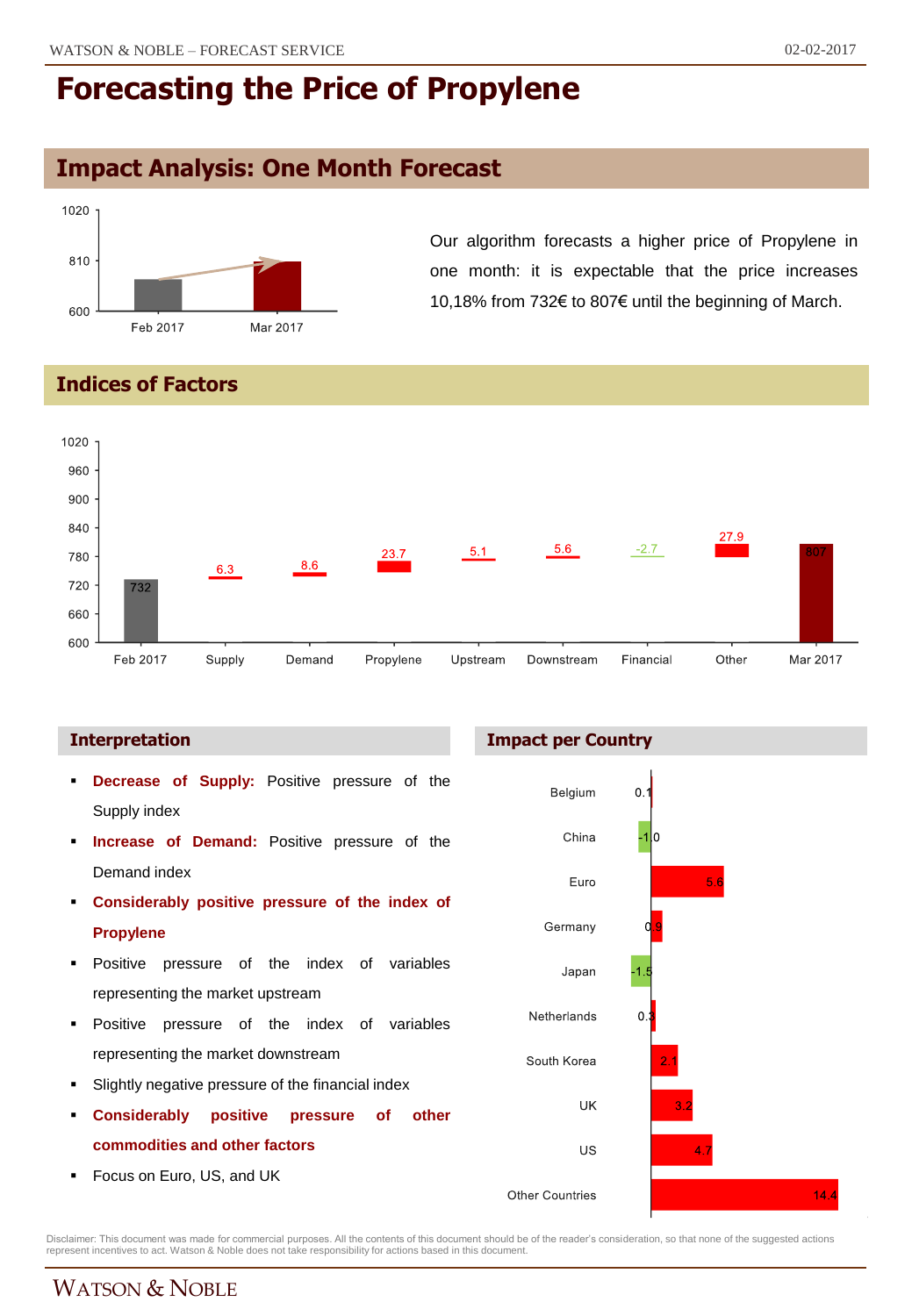# Forecasting the Price of Propylene

## Impact Analysis: One Month Forecast

Our algorithm forecasts a higher price of Propylene in one month: it is expectable that the price increases 10,18% from 732€ to 807€ until the beginning of March.

## Indices of Factors

| | Feb 2017 | Supply | Demand | Propylene | Upstream | Downstream | Financial | Other | Mar 2017 |
|---|---|---|---|---|---|---|---|---|---|
| Value | 732 | 6.3 | 8.6 | 23.7 | 5.1 | 5.6 | -2.7 | 27.9 | 807 |

### Interpretation

- **Decrease of Supply:** Positive pressure of the Supply index
- **Increase of Demand:** Positive pressure of the Demand index
- **Considerably positive pressure of the index of Propylene**
- Positive pressure of the index of variables representing the market upstream
- Positive pressure of the index of variables representing the market downstream
- Slightly negative pressure of the financial index
- **Considerably positive pressure of other commodities and other factors**
- Focus on Euro, US, and UK

### Impact per Country

| Country | Impact |
|---|---|
| Belgium | 0.1 |
| China | -1.0 |
| Euro | 5.6 |
| Germany | 0.9 |
| Japan | -1.5 |
| Netherlands | 0.3 |
| South Korea | 2.1 |
| UK | 3.2 |
| US | 4.7 |
| Other Countries | 14.4 |

Disclaimer: This document was made for commercial purposes. All the contents of this document should be of the reader's consideration, so that none of the suggested actions represent incentives to act. Watson & Noble does not take responsibility for actions based in this document.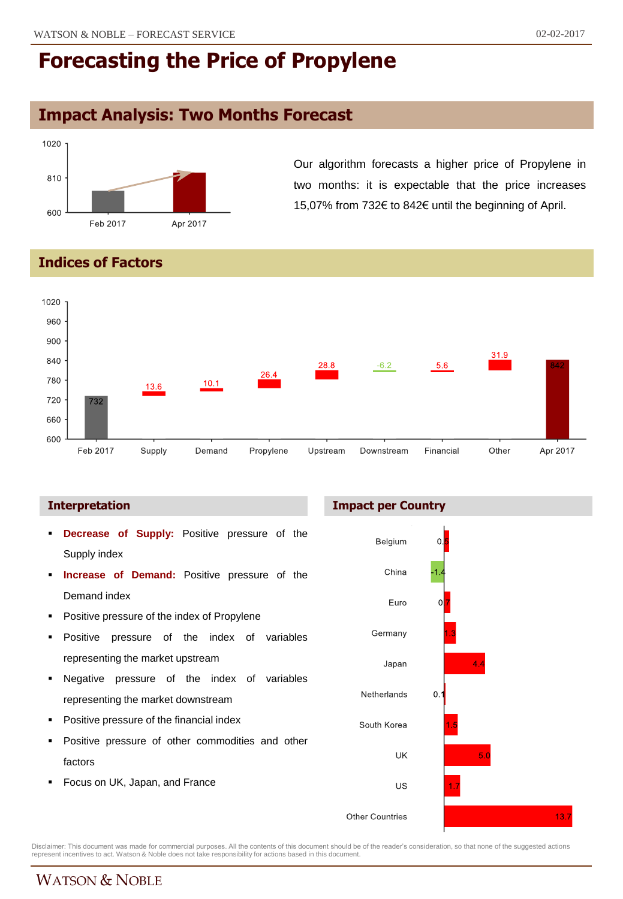# Forecasting the Price of Propylene

## Impact Analysis: Two Months Forecast

Our algorithm forecasts a higher price of Propylene in two months: it is expectable that the price increases 15,07% from 732€ to 842€ until the beginning of April.

## Indices of Factors

| Factor | Value |
|---|---|
| Feb 2017 | 732 |
| Supply | 13.6 |
| Demand | 10.1 |
| Propylene | 26.4 |
| Upstream | 28.8 |
| Downstream | -6.2 |
| Financial | 5.6 |
| Other | 31.9 |
| Apr 2017 | 842 |

### Interpretation

- **Decrease of Supply:** Positive pressure of the Supply index
- **Increase of Demand:** Positive pressure of the Demand index
- Positive pressure of the index of Propylene
- Positive pressure of the index of variables representing the market upstream
- Negative pressure of the index of variables representing the market downstream
- Positive pressure of the financial index
- Positive pressure of other commodities and other factors
- Focus on UK, Japan, and France

### Impact per Country

| Country | Impact |
|---|---|
| Belgium | 0.5 |
| China | -1.4 |
| Euro | 0.7 |
| Germany | 1.3 |
| Japan | 4.4 |
| Netherlands | 0.1 |
| South Korea | 1.5 |
| UK | 5.0 |
| US | 1.7 |
| Other Countries | 13.7 |

Disclaimer: This document was made for commercial purposes. All the contents of this document should be of the reader's consideration, so that none of the suggested actions represent incentives to act. Watson & Noble does not take responsibility for actions based in this document.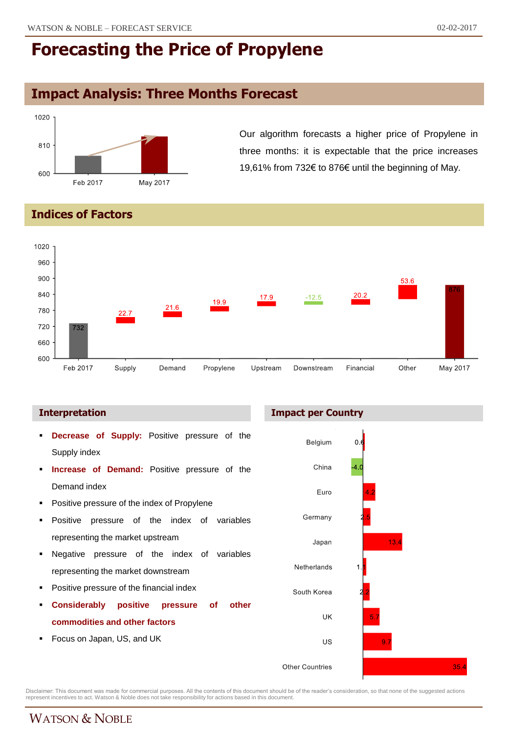# Forecasting the Price of Propylene

## Impact Analysis: Three Months Forecast

Our algorithm forecasts a higher price of Propylene in three months: it is expectable that the price increases 19,61% from 732€ to 876€ until the beginning of May.

## Indices of Factors

| | Feb 2017 | Supply | Demand | Propylene | Upstream | Downstream | Financial | Other | May 2017 |
|---|---|---|---|---|---|---|---|---|---|
| Value | 732 | 22.7 | 21.6 | 19.9 | 17.9 | -12.5 | 20.2 | 53.6 | 876 |

### Interpretation

- **Decrease of Supply:** Positive pressure of the Supply index
- **Increase of Demand:** Positive pressure of the Demand index
- Positive pressure of the index of Propylene
- Positive pressure of the index of variables representing the market upstream
- Negative pressure of the index of variables representing the market downstream
- Positive pressure of the financial index
- **Considerably positive pressure of other commodities and other factors**
- Focus on Japan, US, and UK

### Impact per Country

| Country | Impact |
|---|---|
| Belgium | 0.6 |
| China | -4.0 |
| Euro | 4.2 |
| Germany | 2.5 |
| Japan | 13.4 |
| Netherlands | 1.1 |
| South Korea | 2.2 |
| UK | 5.7 |
| US | 9.7 |
| Other Countries | 35.4 |

Disclaimer: This document was made for commercial purposes. All the contents of this document should be of the reader's consideration, so that none of the suggested actions represent incentives to act. Watson & Noble does not take responsibility for actions based in this document.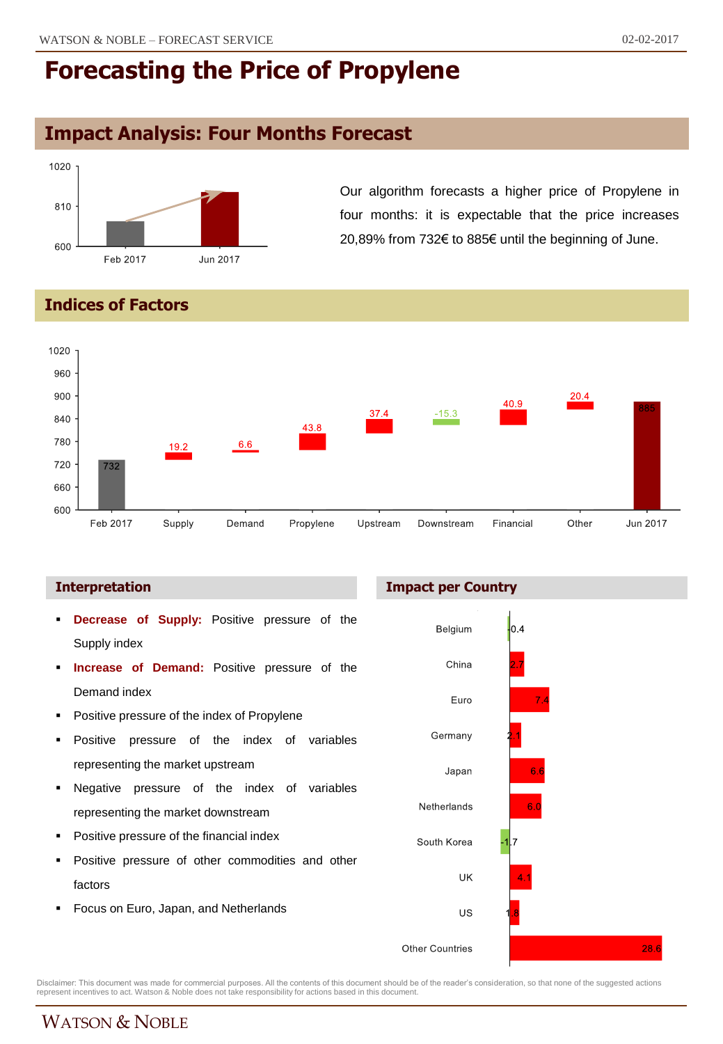# Forecasting the Price of Propylene

## Impact Analysis: Four Months Forecast

Our algorithm forecasts a higher price of Propylene in four months: it is expectable that the price increases 20,89% from 732€ to 885€ until the beginning of June.

## Indices of Factors

| Factor | Value |
|---|---|
| Feb 2017 | 732 |
| Supply | 19.2 |
| Demand | 6.6 |
| Propylene | 43.8 |
| Upstream | 37.4 |
| Downstream | -15.3 |
| Financial | 40.9 |
| Other | 20.4 |
| Jun 2017 | 885 |

### Interpretation

- **Decrease of Supply:** Positive pressure of the Supply index
- **Increase of Demand:** Positive pressure of the Demand index
- Positive pressure of the index of Propylene
- Positive pressure of the index of variables representing the market upstream
- Negative pressure of the index of variables representing the market downstream
- Positive pressure of the financial index
- Positive pressure of other commodities and other factors
- Focus on Euro, Japan, and Netherlands

### Impact per Country

| Country | Impact |
|---|---|
| Belgium | -0.4 |
| China | 2.7 |
| Euro | 7.4 |
| Germany | 2.1 |
| Japan | 6.6 |
| Netherlands | 6.0 |
| South Korea | -1.7 |
| UK | 4.1 |
| US | 1.8 |
| Other Countries | 28.6 |

Disclaimer: This document was made for commercial purposes. All the contents of this document should be of the reader's consideration, so that none of the suggested actions represent incentives to act. Watson & Noble does not take responsibility for actions based in this document.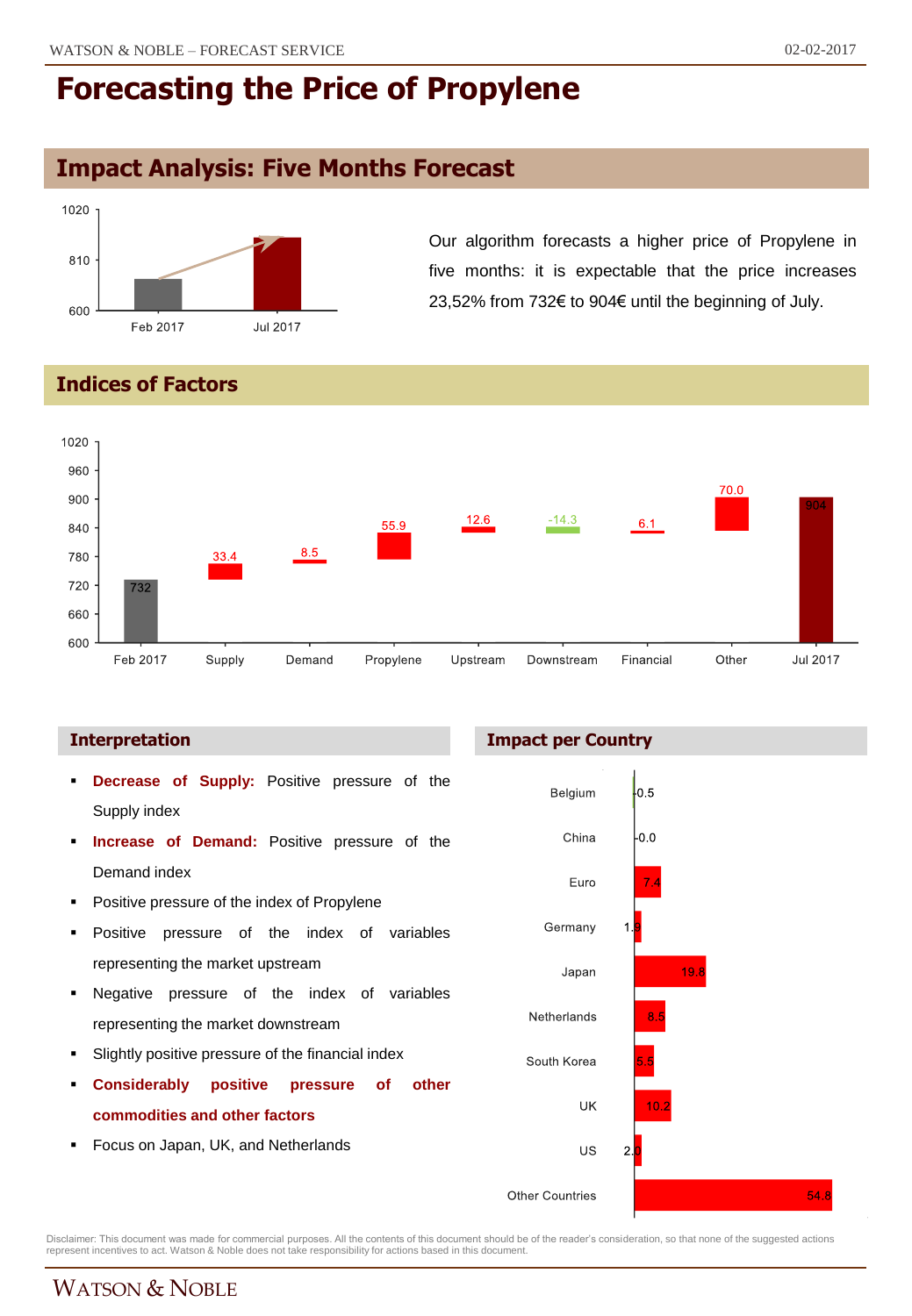# Forecasting the Price of Propylene

## Impact Analysis: Five Months Forecast

Our algorithm forecasts a higher price of Propylene in five months: it is expectable that the price increases 23,52% from 732€ to 904€ until the beginning of July.

## Indices of Factors

### Interpretation

- **Decrease of Supply:** Positive pressure of the Supply index
- **Increase of Demand:** Positive pressure of the Demand index
- Positive pressure of the index of Propylene
- Positive pressure of the index of variables representing the market upstream
- Negative pressure of the index of variables representing the market downstream
- Slightly positive pressure of the financial index
- **Considerably positive pressure of other commodities and other factors**
- Focus on Japan, UK, and Netherlands

### Impact per Country

Disclaimer: This document was made for commercial purposes. All the contents of this document should be of the reader's consideration, so that none of the suggested actions represent incentives to act. Watson & Noble does not take responsibility for actions based in this document.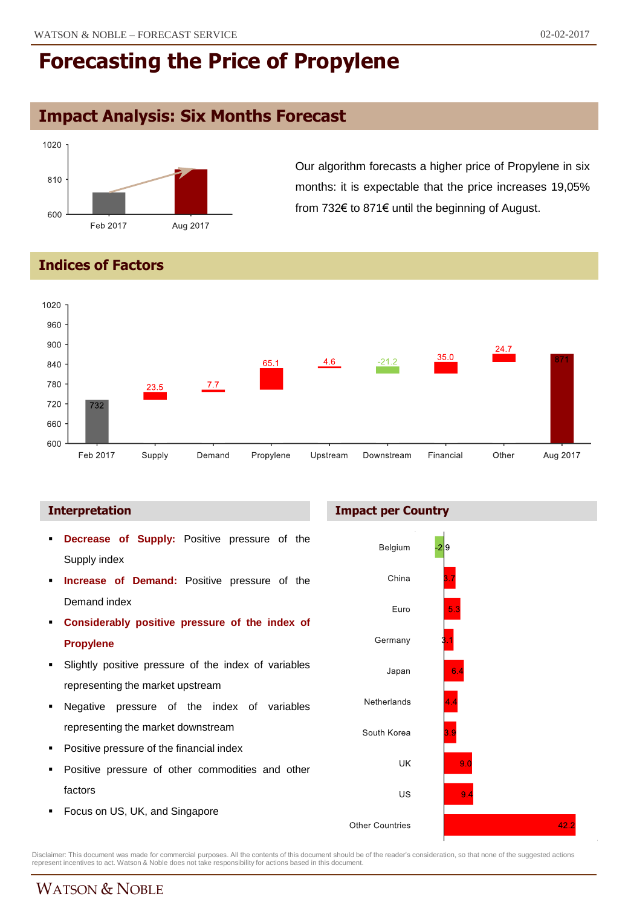# Forecasting the Price of Propylene

## Impact Analysis: Six Months Forecast

Our algorithm forecasts a higher price of Propylene in six months: it is expectable that the price increases 19,05% from 732€ to 871€ until the beginning of August.

## Indices of Factors

| Factor | Value |
|---|---|
| Feb 2017 | 732 |
| Supply | 23.5 |
| Demand | 7.7 |
| Propylene | 65.1 |
| Upstream | 4.6 |
| Downstream | -21.2 |
| Financial | 35.0 |
| Other | 24.7 |
| Aug 2017 | 871 |

### Interpretation

- **Decrease of Supply:** Positive pressure of the Supply index
- **Increase of Demand:** Positive pressure of the Demand index
- **Considerably positive pressure of the index of Propylene**
- Slightly positive pressure of the index of variables representing the market upstream
- Negative pressure of the index of variables representing the market downstream
- Positive pressure of the financial index
- Positive pressure of other commodities and other factors
- Focus on US, UK, and Singapore

### Impact per Country

| Country | Impact |
|---|---|
| Belgium | -2.9 |
| China | 3.7 |
| Euro | 5.3 |
| Germany | 3.1 |
| Japan | 6.4 |
| Netherlands | 4.4 |
| South Korea | 3.9 |
| UK | 9.0 |
| US | 9.4 |
| Other Countries | 42.2 |

Disclaimer: This document was made for commercial purposes. All the contents of this document should be of the reader's consideration, so that none of the suggested actions represent incentives to act. Watson & Noble does not take responsibility for actions based in this document.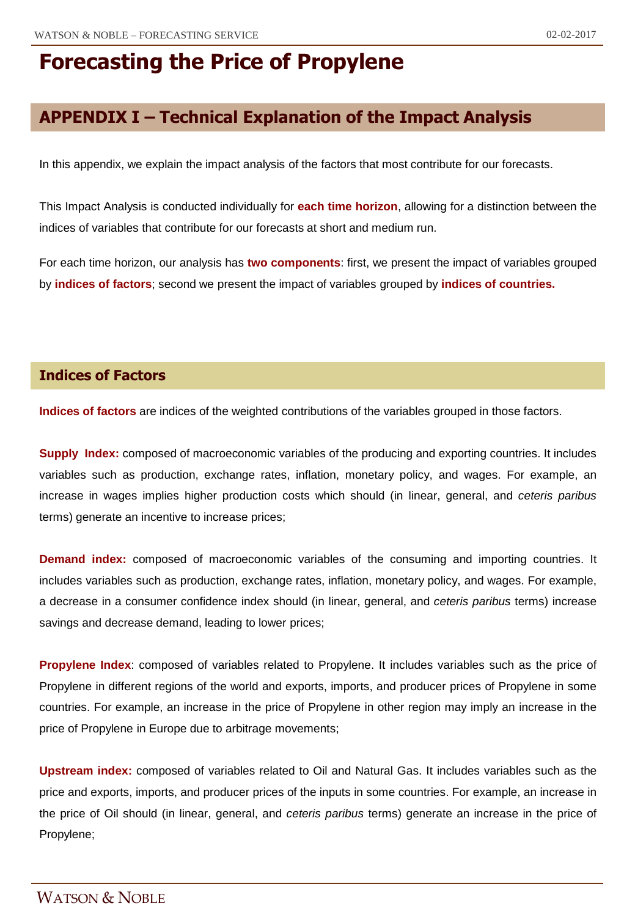# Forecasting the Price of Propylene

## APPENDIX I – Technical Explanation of the Impact Analysis

In this appendix, we explain the impact analysis of the factors that most contribute for our forecasts.

This Impact Analysis is conducted individually for **each time horizon**, allowing for a distinction between the indices of variables that contribute for our forecasts at short and medium run.

For each time horizon, our analysis has **two components**: first, we present the impact of variables grouped by **indices of factors**; second we present the impact of variables grouped by **indices of countries.**

### Indices of Factors

**Indices of factors** are indices of the weighted contributions of the variables grouped in those factors.

**Supply Index:** composed of macroeconomic variables of the producing and exporting countries. It includes variables such as production, exchange rates, inflation, monetary policy, and wages. For example, an increase in wages implies higher production costs which should (in linear, general, and *ceteris paribus* terms) generate an incentive to increase prices;

**Demand index:** composed of macroeconomic variables of the consuming and importing countries. It includes variables such as production, exchange rates, inflation, monetary policy, and wages. For example, a decrease in a consumer confidence index should (in linear, general, and *ceteris paribus* terms) increase savings and decrease demand, leading to lower prices;

**Propylene Index**: composed of variables related to Propylene. It includes variables such as the price of Propylene in different regions of the world and exports, imports, and producer prices of Propylene in some countries. For example, an increase in the price of Propylene in other region may imply an increase in the price of Propylene in Europe due to arbitrage movements;

**Upstream index:** composed of variables related to Oil and Natural Gas. It includes variables such as the price and exports, imports, and producer prices of the inputs in some countries. For example, an increase in the price of Oil should (in linear, general, and *ceteris paribus* terms) generate an increase in the price of Propylene;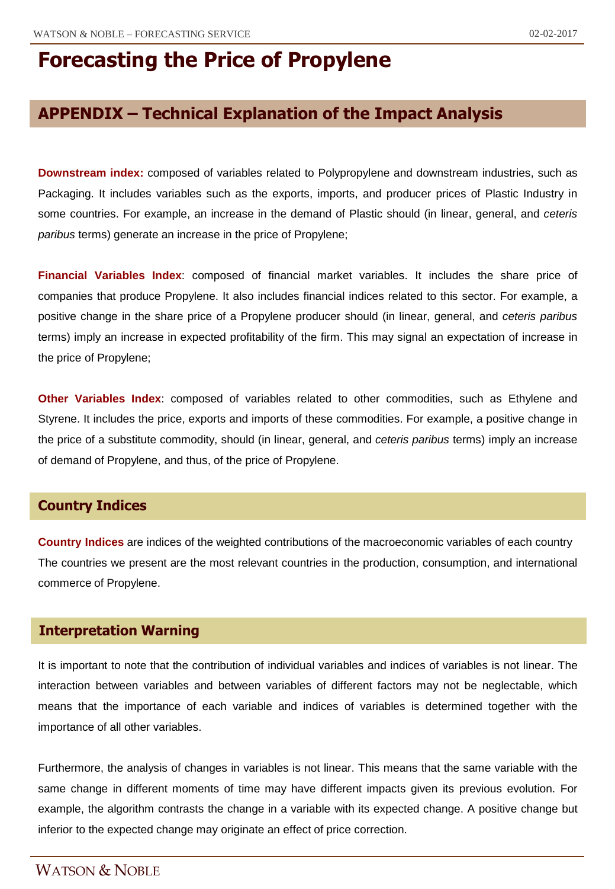# Forecasting the Price of Propylene

## APPENDIX – Technical Explanation of the Impact Analysis

**Downstream index:** composed of variables related to Polypropylene and downstream industries, such as Packaging. It includes variables such as the exports, imports, and producer prices of Plastic Industry in some countries. For example, an increase in the demand of Plastic should (in linear, general, and *ceteris paribus* terms) generate an increase in the price of Propylene;

**Financial Variables Index**: composed of financial market variables. It includes the share price of companies that produce Propylene. It also includes financial indices related to this sector. For example, a positive change in the share price of a Propylene producer should (in linear, general, and *ceteris paribus* terms) imply an increase in expected profitability of the firm. This may signal an expectation of increase in the price of Propylene;

**Other Variables Index**: composed of variables related to other commodities, such as Ethylene and Styrene. It includes the price, exports and imports of these commodities. For example, a positive change in the price of a substitute commodity, should (in linear, general, and *ceteris paribus* terms) imply an increase of demand of Propylene, and thus, of the price of Propylene.

## Country Indices

**Country Indices** are indices of the weighted contributions of the macroeconomic variables of each country The countries we present are the most relevant countries in the production, consumption, and international commerce of Propylene.

## Interpretation Warning

It is important to note that the contribution of individual variables and indices of variables is not linear. The interaction between variables and between variables of different factors may not be neglectable, which means that the importance of each variable and indices of variables is determined together with the importance of all other variables.

Furthermore, the analysis of changes in variables is not linear. This means that the same variable with the same change in different moments of time may have different impacts given its previous evolution. For example, the algorithm contrasts the change in a variable with its expected change. A positive change but inferior to the expected change may originate an effect of price correction.